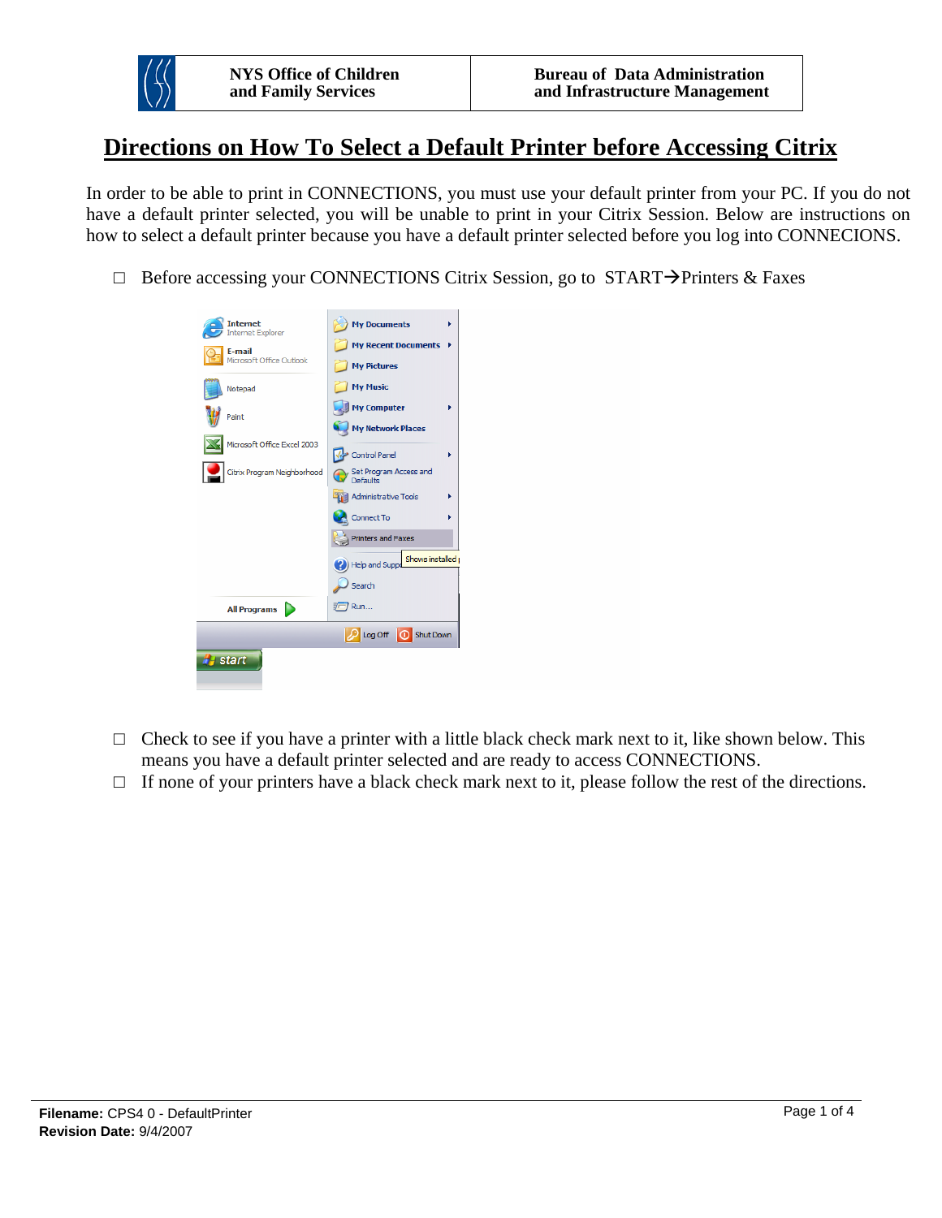| NYS Office of Children and Family Services | Bureau of Data Administration and Infrastructure Management |
| --- | --- |

# Directions on How To Select a Default Printer before Accessing Citrix

In order to be able to print in CONNECTIONS, you must use your default printer from your PC. If you do not have a default printer selected, you will be unable to print in your Citrix Session. Below are instructions on how to select a default printer because you have a default printer selected before you log into CONNECIONS.

- ☐ Before accessing your CONNECTIONS Citrix Session, go to START→Printers & Faxes

- ☐ Check to see if you have a printer with a little black check mark next to it, like shown below. This means you have a default printer selected and are ready to access CONNECTIONS.
- ☐ If none of your printers have a black check mark next to it, please follow the rest of the directions.

**Filename:** CPS4 0 - DefaultPrinter
**Revision Date:** 9/4/2007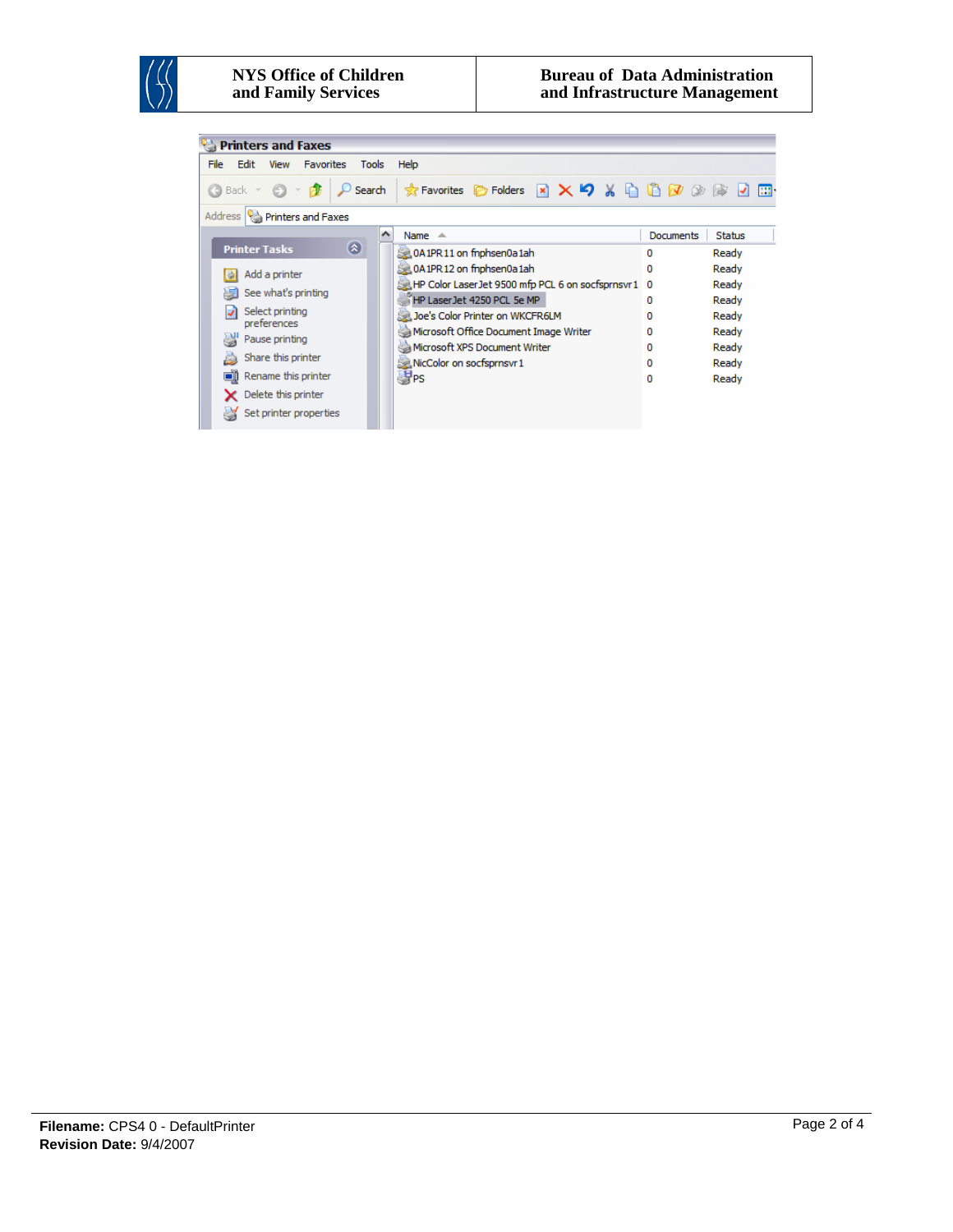**Printers and Faxes**

File Edit View Favorites Tools Help

Address: Printers and Faxes

**Printer Tasks**

- Add a printer
- See what's printing
- Select printing preferences
- Pause printing
- Share this printer
- Rename this printer
- Delete this printer
- Set printer properties

| Name | Documents | Status |
|---|---|---|
| 0A1PR11 on fnphsen0a1ah | 0 | Ready |
| 0A1PR12 on fnphsen0a1ah | 0 | Ready |
| HP Color LaserJet 9500 mfp PCL 6 on socfsprnsvr1 | 0 | Ready |
| HP LaserJet 4250 PCL 5e MP | 0 | Ready |
| Joe's Color Printer on WKCFR6LM | 0 | Ready |
| Microsoft Office Document Image Writer | 0 | Ready |
| Microsoft XPS Document Writer | 0 | Ready |
| NicColor on socfsprnsvr1 | 0 | Ready |
| PS | 0 | Ready |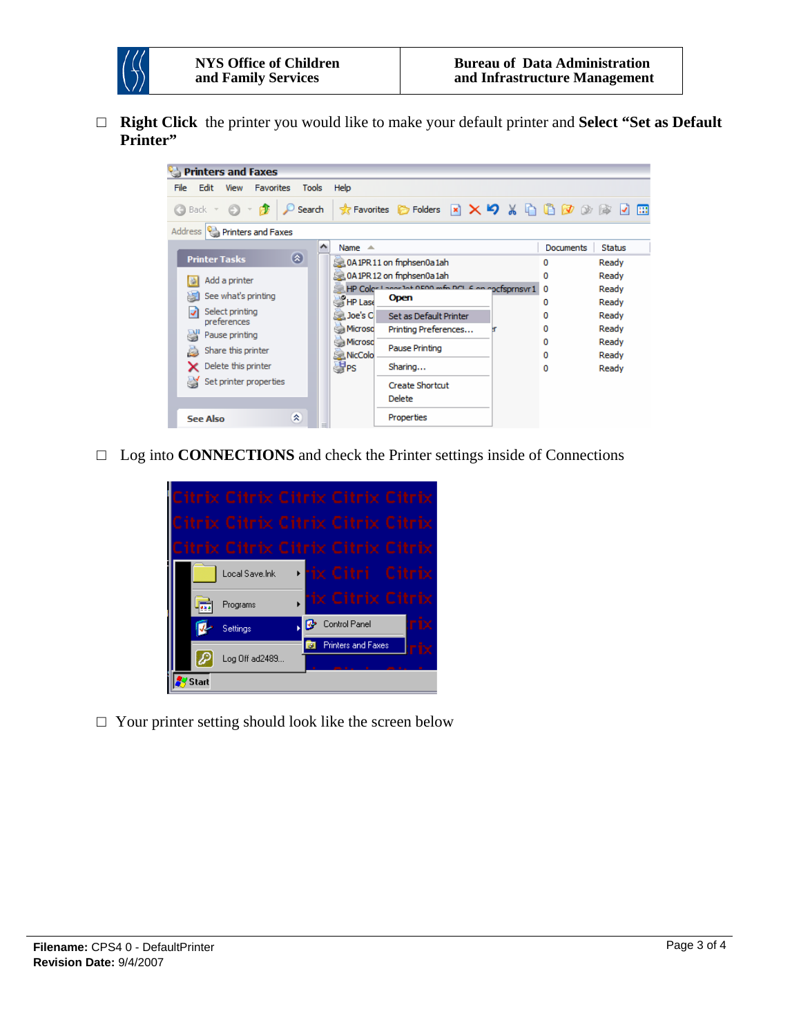- ☐ **Right Click** the printer you would like to make your default printer and **Select "Set as Default Printer"**

- ☐ Log into **CONNECTIONS** and check the Printer settings inside of Connections

- ☐ Your printer setting should look like the screen below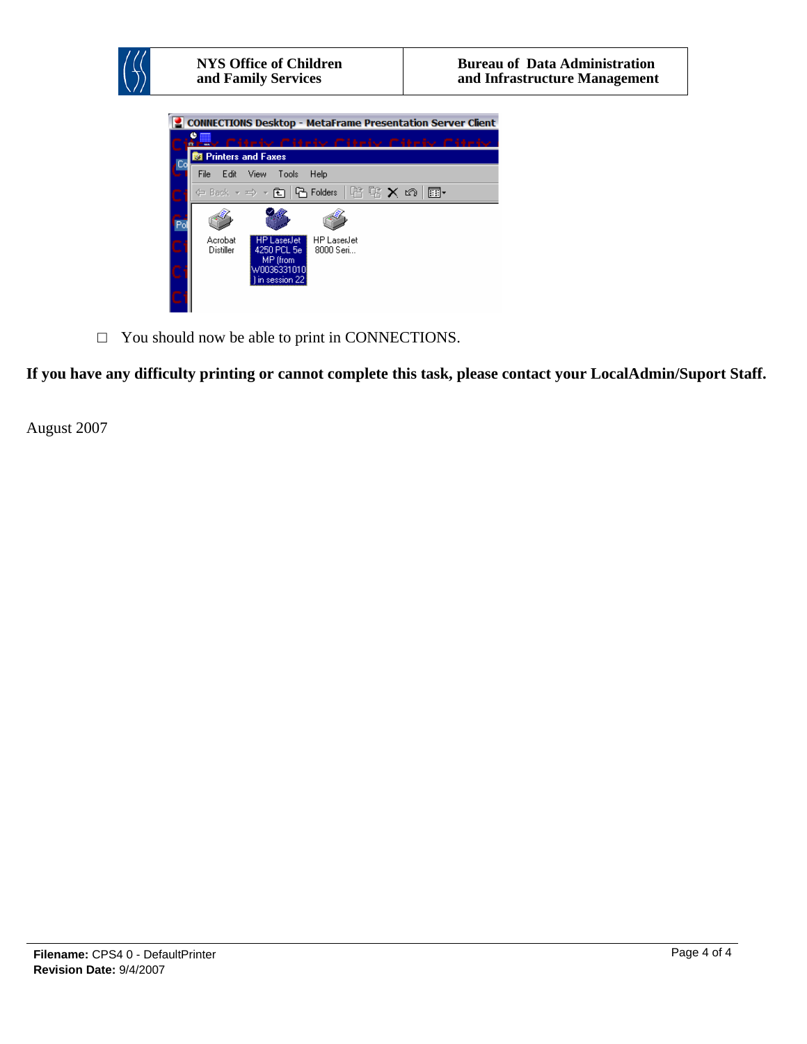- ☐ You should now be able to print in CONNECTIONS.

**If you have any difficulty printing or cannot complete this task, please contact your LocalAdmin/Suport Staff.**

August 2007